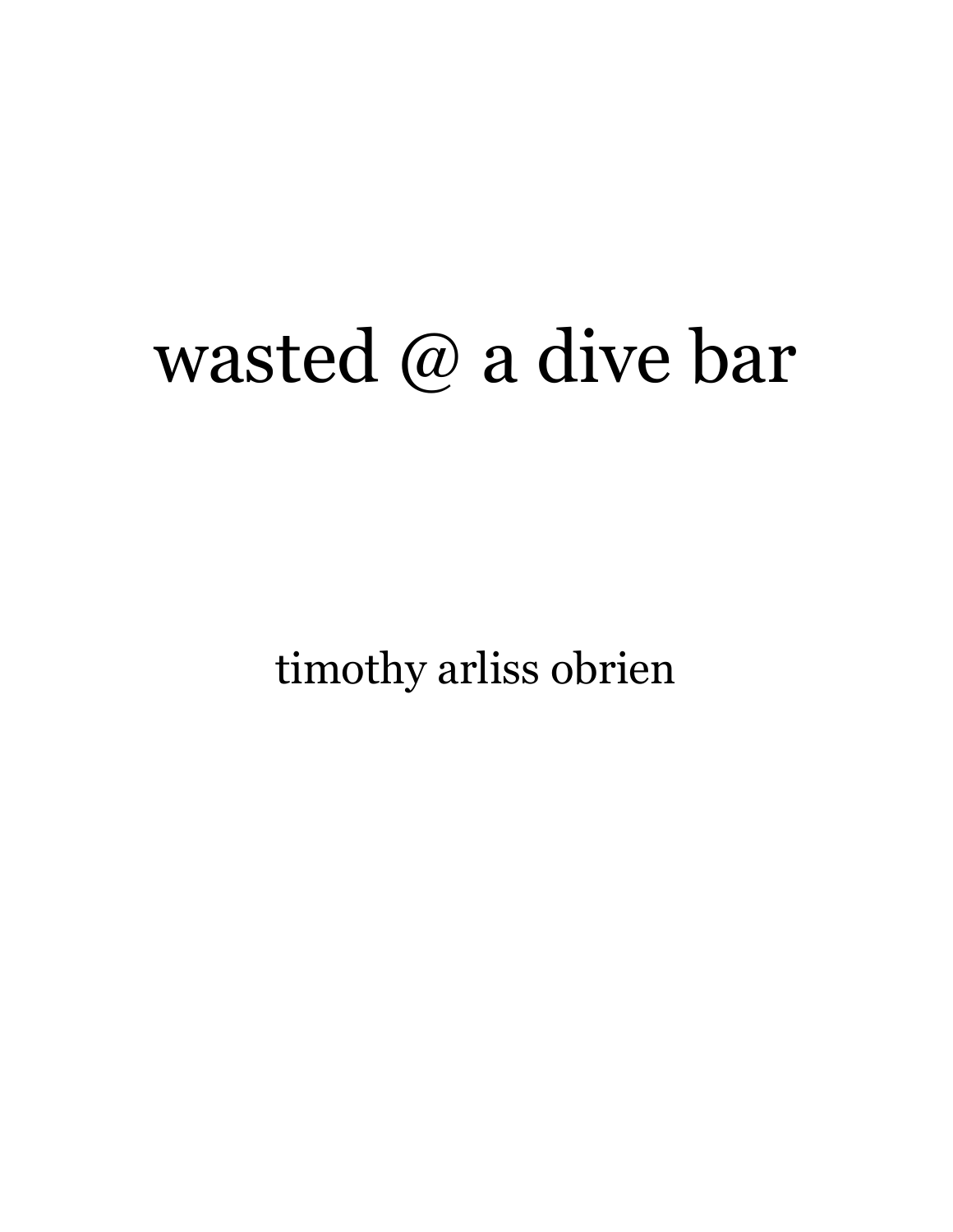# wasted @ a dive bar

timothy arliss obrien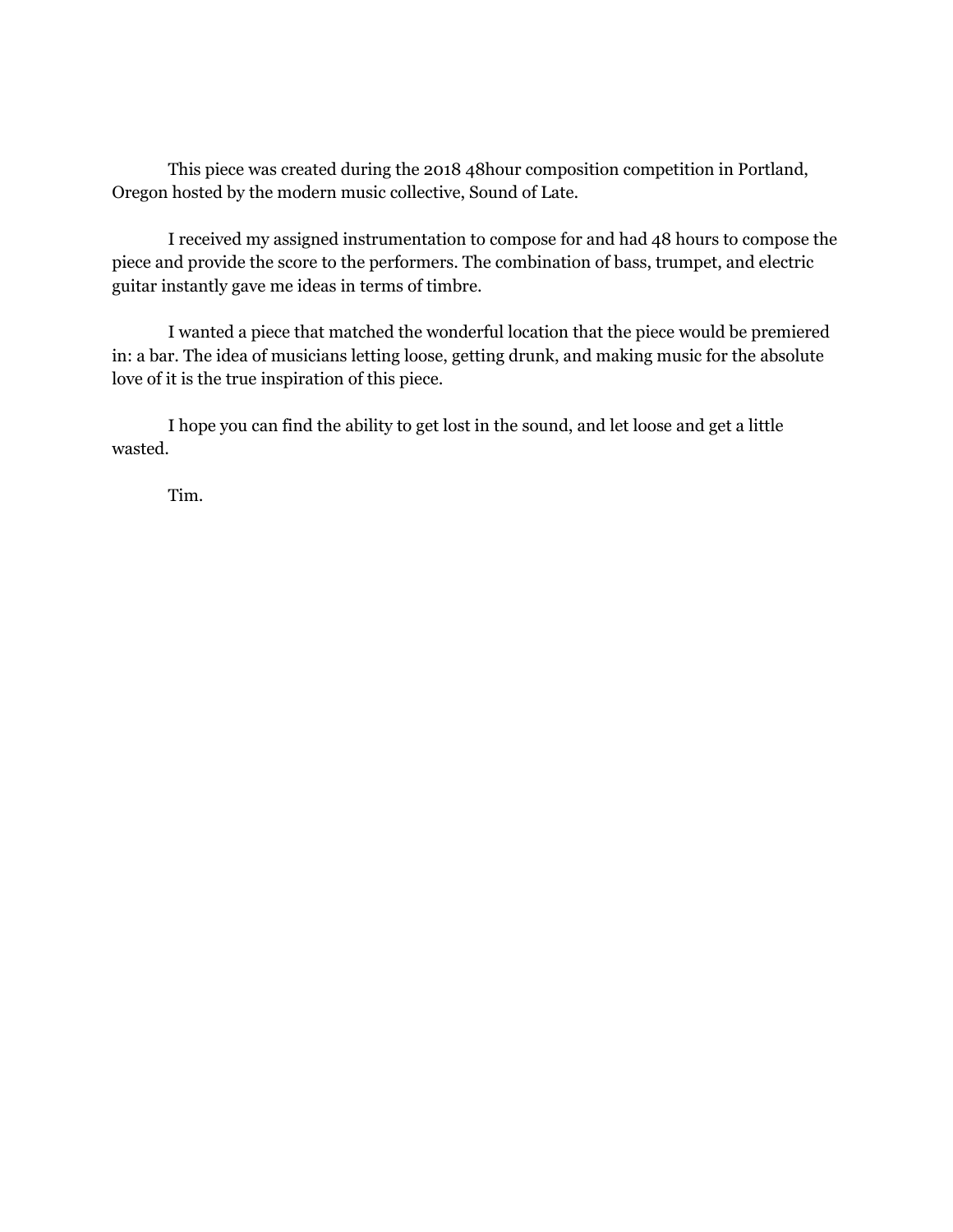This piece was created during the 2018 48hour composition competition in Portland, Oregon hosted by the modern music collective, Sound of Late.

I received my assigned instrumentation to compose for and had 48 hours to compose the piece and provide the score to the performers. The combination of bass, trumpet, and electric guitar instantly gave me ideas in terms of timbre.

I wanted a piece that matched the wonderful location that the piece would be premiered in: a bar. The idea of musicians letting loose, getting drunk, and making music for the absolute love of it is the true inspiration of this piece.

I hope you can find the ability to get lost in the sound, and let loose and get a little wasted.

Tim.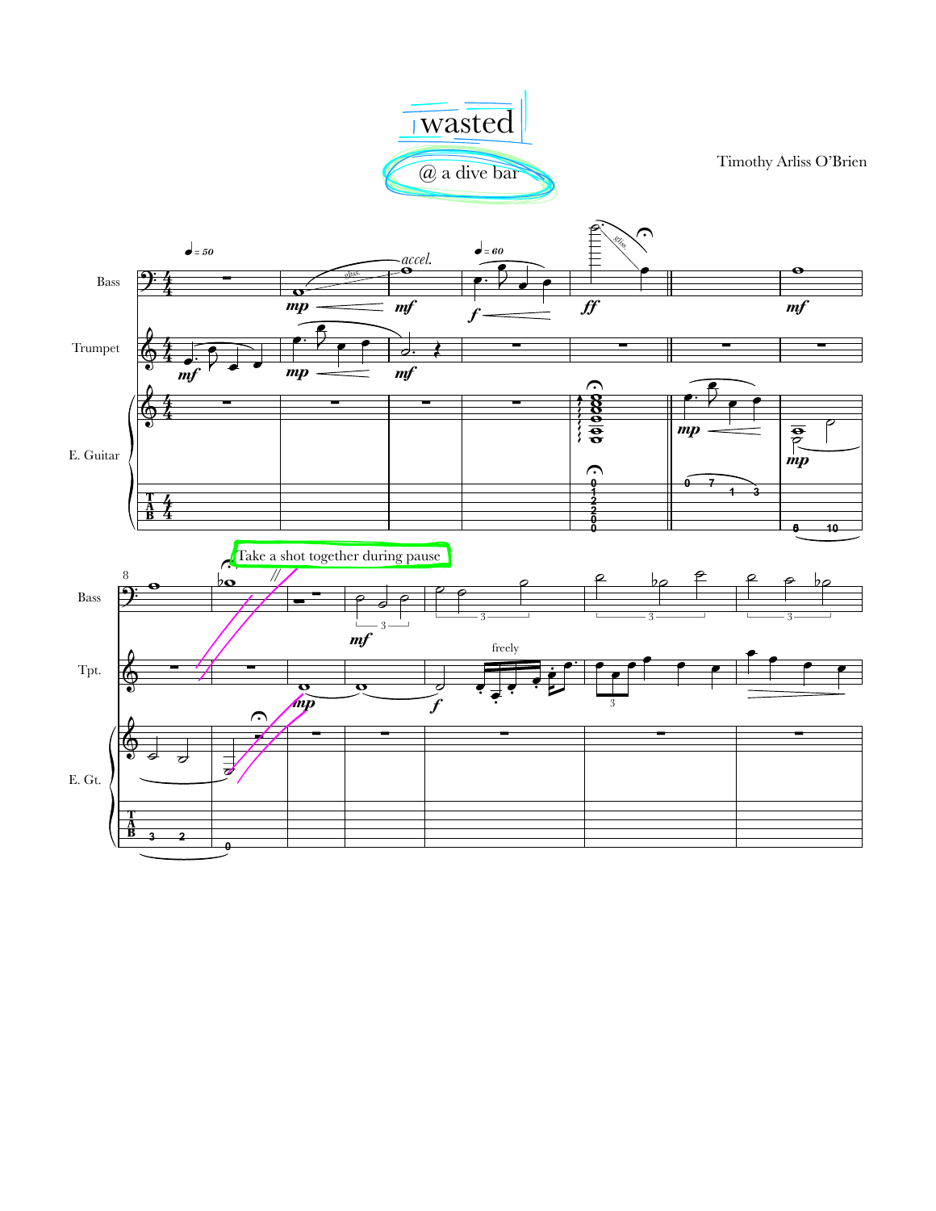# wasted

@ a dive bar

Timothy Arliss O'Brien

Take a shot together during pause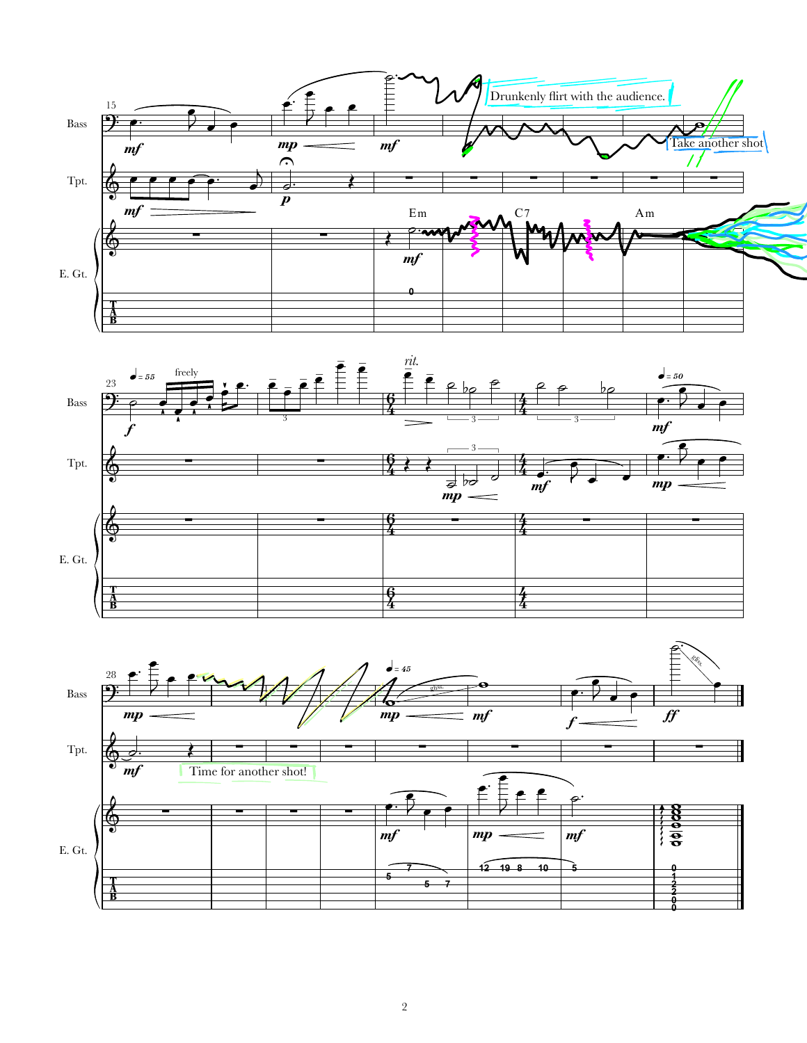Bass

Tpt.

E. Gt.

Drunkenly flirt with the audience.

Take another shot

Em

C7

Am

freely

rit.

Time for another shot!

gliss.